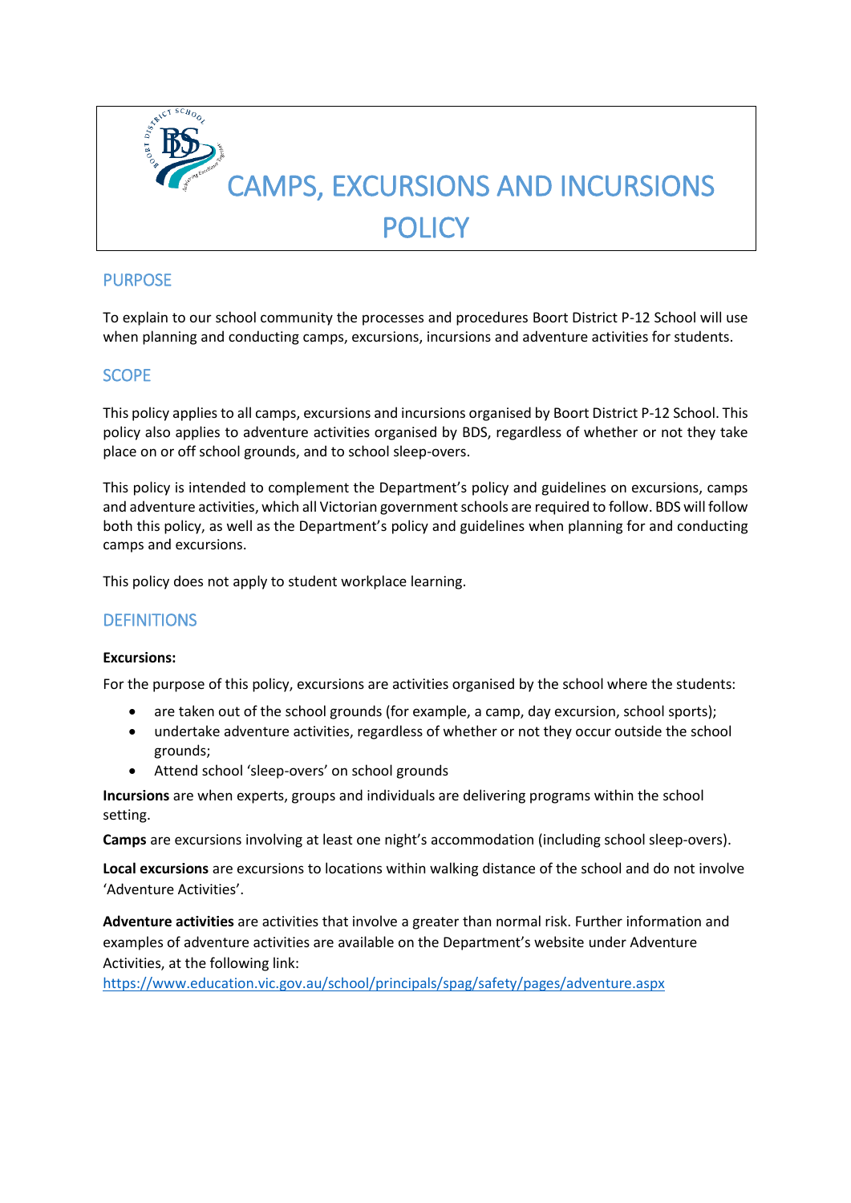# CAMPS, EXCURSIONS AND INCURSIONS POLICY

## PURPOSE

To explain to our school community the processes and procedures Boort District P-12 School will use when planning and conducting camps, excursions, incursions and adventure activities for students.

## SCOPE

This policy applies to all camps, excursions and incursions organised by Boort District P-12 School. This policy also applies to adventure activities organised by BDS, regardless of whether or not they take place on or off school grounds, and to school sleep-overs.

This policy is intended to complement the Department's policy and guidelines on excursions, camps and adventure activities, which all Victorian government schools are required to follow. BDS will follow both this policy, as well as the Department's policy and guidelines when planning for and conducting camps and excursions.

This policy does not apply to student workplace learning.

## DEFINITIONS

**Excursions:**

For the purpose of this policy, excursions are activities organised by the school where the students:

- are taken out of the school grounds (for example, a camp, day excursion, school sports);
- undertake adventure activities, regardless of whether or not they occur outside the school grounds;
- Attend school 'sleep-overs' on school grounds

**Incursions** are when experts, groups and individuals are delivering programs within the school setting.

**Camps** are excursions involving at least one night's accommodation (including school sleep-overs).

**Local excursions** are excursions to locations within walking distance of the school and do not involve 'Adventure Activities'.

**Adventure activities** are activities that involve a greater than normal risk. Further information and examples of adventure activities are available on the Department's website under Adventure Activities, at the following link:
https://www.education.vic.gov.au/school/principals/spag/safety/pages/adventure.aspx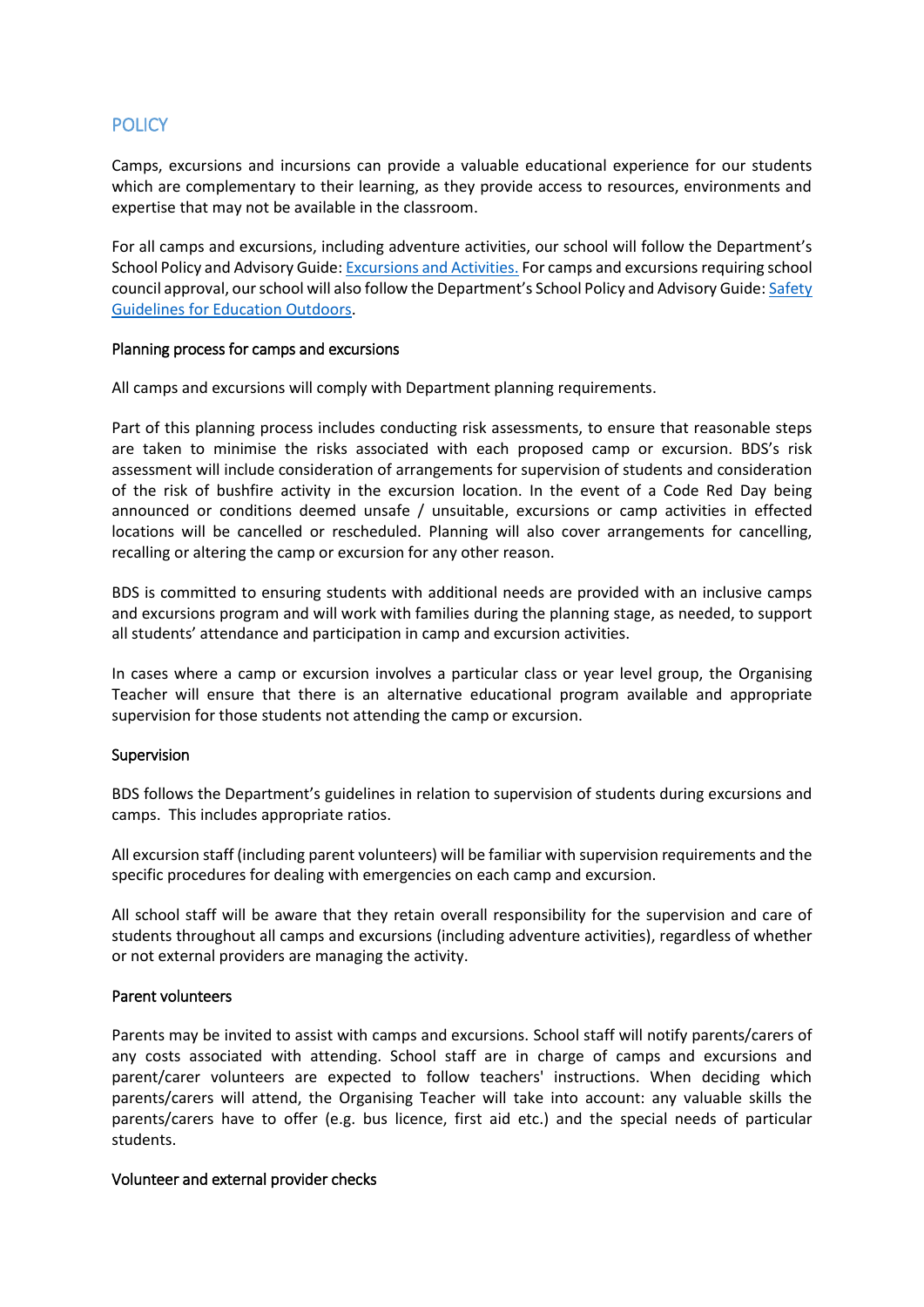## POLICY

Camps, excursions and incursions can provide a valuable educational experience for our students which are complementary to their learning, as they provide access to resources, environments and expertise that may not be available in the classroom.

For all camps and excursions, including adventure activities, our school will follow the Department's School Policy and Advisory Guide: [Excursions and Activities.]() For camps and excursions requiring school council approval, our school will also follow the Department's School Policy and Advisory Guide: [Safety Guidelines for Education Outdoors]().

### Planning process for camps and excursions

All camps and excursions will comply with Department planning requirements.

Part of this planning process includes conducting risk assessments, to ensure that reasonable steps are taken to minimise the risks associated with each proposed camp or excursion. BDS's risk assessment will include consideration of arrangements for supervision of students and consideration of the risk of bushfire activity in the excursion location. In the event of a Code Red Day being announced or conditions deemed unsafe / unsuitable, excursions or camp activities in effected locations will be cancelled or rescheduled. Planning will also cover arrangements for cancelling, recalling or altering the camp or excursion for any other reason.

BDS is committed to ensuring students with additional needs are provided with an inclusive camps and excursions program and will work with families during the planning stage, as needed, to support all students' attendance and participation in camp and excursion activities.

In cases where a camp or excursion involves a particular class or year level group, the Organising Teacher will ensure that there is an alternative educational program available and appropriate supervision for those students not attending the camp or excursion.

### Supervision

BDS follows the Department's guidelines in relation to supervision of students during excursions and camps. This includes appropriate ratios.

All excursion staff (including parent volunteers) will be familiar with supervision requirements and the specific procedures for dealing with emergencies on each camp and excursion.

All school staff will be aware that they retain overall responsibility for the supervision and care of students throughout all camps and excursions (including adventure activities), regardless of whether or not external providers are managing the activity.

### Parent volunteers

Parents may be invited to assist with camps and excursions. School staff will notify parents/carers of any costs associated with attending. School staff are in charge of camps and excursions and parent/carer volunteers are expected to follow teachers' instructions. When deciding which parents/carers will attend, the Organising Teacher will take into account: any valuable skills the parents/carers have to offer (e.g. bus licence, first aid etc.) and the special needs of particular students.

### Volunteer and external provider checks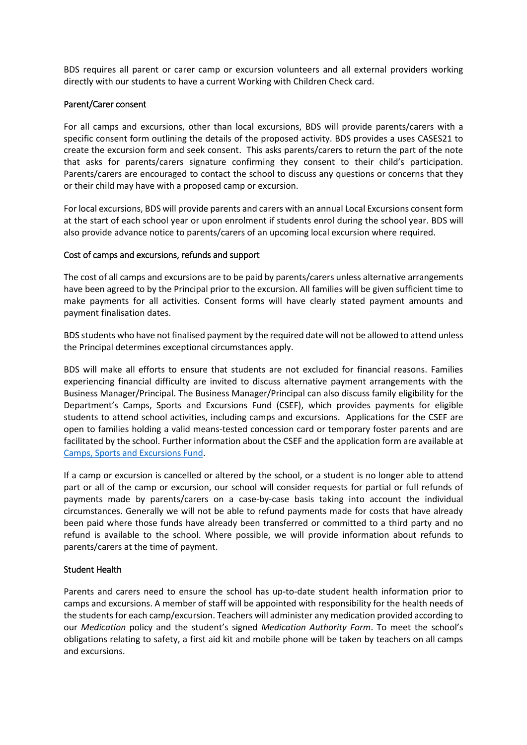BDS requires all parent or carer camp or excursion volunteers and all external providers working directly with our students to have a current Working with Children Check card.

## Parent/Carer consent

For all camps and excursions, other than local excursions, BDS will provide parents/carers with a specific consent form outlining the details of the proposed activity. BDS provides a uses CASES21 to create the excursion form and seek consent. This asks parents/carers to return the part of the note that asks for parents/carers signature confirming they consent to their child's participation. Parents/carers are encouraged to contact the school to discuss any questions or concerns that they or their child may have with a proposed camp or excursion.

For local excursions, BDS will provide parents and carers with an annual Local Excursions consent form at the start of each school year or upon enrolment if students enrol during the school year. BDS will also provide advance notice to parents/carers of an upcoming local excursion where required.

## Cost of camps and excursions, refunds and support

The cost of all camps and excursions are to be paid by parents/carers unless alternative arrangements have been agreed to by the Principal prior to the excursion. All families will be given sufficient time to make payments for all activities. Consent forms will have clearly stated payment amounts and payment finalisation dates.

BDS students who have not finalised payment by the required date will not be allowed to attend unless the Principal determines exceptional circumstances apply.

BDS will make all efforts to ensure that students are not excluded for financial reasons. Families experiencing financial difficulty are invited to discuss alternative payment arrangements with the Business Manager/Principal. The Business Manager/Principal can also discuss family eligibility for the Department's Camps, Sports and Excursions Fund (CSEF), which provides payments for eligible students to attend school activities, including camps and excursions. Applications for the CSEF are open to families holding a valid means-tested concession card or temporary foster parents and are facilitated by the school. Further information about the CSEF and the application form are available at [Camps, Sports and Excursions Fund](#).

If a camp or excursion is cancelled or altered by the school, or a student is no longer able to attend part or all of the camp or excursion, our school will consider requests for partial or full refunds of payments made by parents/carers on a case-by-case basis taking into account the individual circumstances. Generally we will not be able to refund payments made for costs that have already been paid where those funds have already been transferred or committed to a third party and no refund is available to the school. Where possible, we will provide information about refunds to parents/carers at the time of payment.

## Student Health

Parents and carers need to ensure the school has up-to-date student health information prior to camps and excursions. A member of staff will be appointed with responsibility for the health needs of the students for each camp/excursion. Teachers will administer any medication provided according to our *Medication* policy and the student's signed *Medication Authority Form*. To meet the school's obligations relating to safety, a first aid kit and mobile phone will be taken by teachers on all camps and excursions.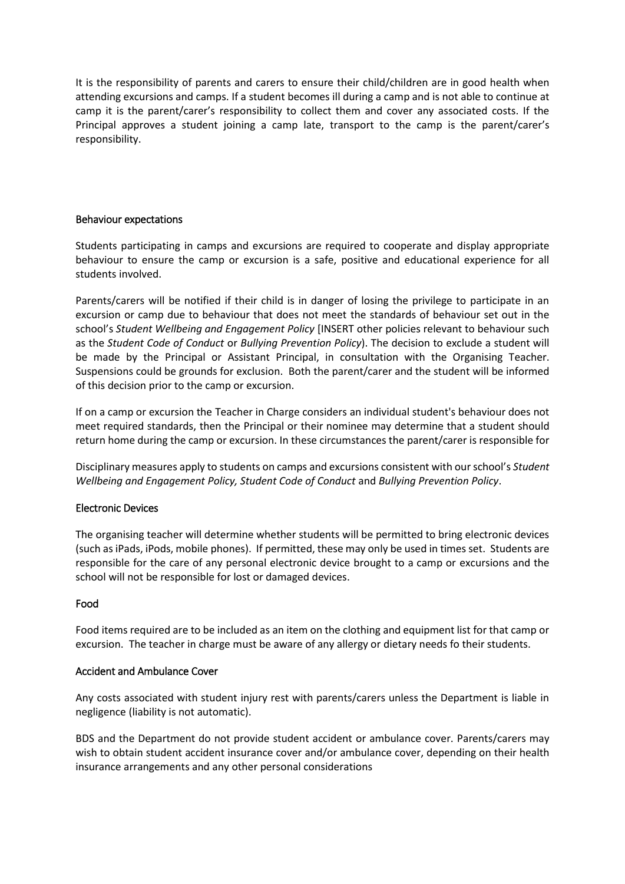It is the responsibility of parents and carers to ensure their child/children are in good health when attending excursions and camps. If a student becomes ill during a camp and is not able to continue at camp it is the parent/carer's responsibility to collect them and cover any associated costs. If the Principal approves a student joining a camp late, transport to the camp is the parent/carer's responsibility.

## Behaviour expectations

Students participating in camps and excursions are required to cooperate and display appropriate behaviour to ensure the camp or excursion is a safe, positive and educational experience for all students involved.

Parents/carers will be notified if their child is in danger of losing the privilege to participate in an excursion or camp due to behaviour that does not meet the standards of behaviour set out in the school's *Student Wellbeing and Engagement Policy* [INSERT other policies relevant to behaviour such as the *Student Code of Conduct* or *Bullying Prevention Policy*). The decision to exclude a student will be made by the Principal or Assistant Principal, in consultation with the Organising Teacher. Suspensions could be grounds for exclusion. Both the parent/carer and the student will be informed of this decision prior to the camp or excursion.

If on a camp or excursion the Teacher in Charge considers an individual student's behaviour does not meet required standards, then the Principal or their nominee may determine that a student should return home during the camp or excursion. In these circumstances the parent/carer is responsible for

Disciplinary measures apply to students on camps and excursions consistent with our school's *Student Wellbeing and Engagement Policy, Student Code of Conduct* and *Bullying Prevention Policy*.

## Electronic Devices

The organising teacher will determine whether students will be permitted to bring electronic devices (such as iPads, iPods, mobile phones). If permitted, these may only be used in times set. Students are responsible for the care of any personal electronic device brought to a camp or excursions and the school will not be responsible for lost or damaged devices.

## Food

Food items required are to be included as an item on the clothing and equipment list for that camp or excursion. The teacher in charge must be aware of any allergy or dietary needs fo their students.

## Accident and Ambulance Cover

Any costs associated with student injury rest with parents/carers unless the Department is liable in negligence (liability is not automatic).

BDS and the Department do not provide student accident or ambulance cover. Parents/carers may wish to obtain student accident insurance cover and/or ambulance cover, depending on their health insurance arrangements and any other personal considerations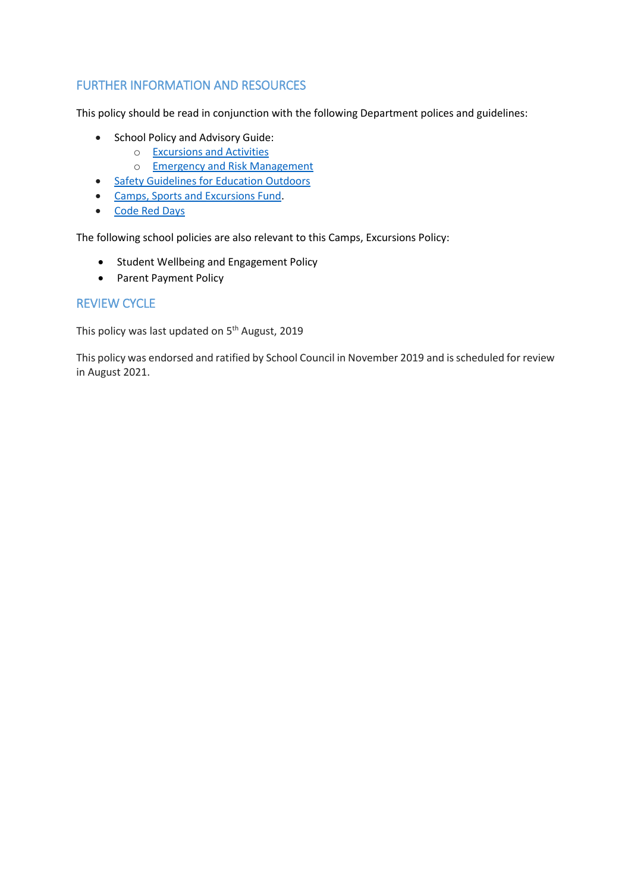## FURTHER INFORMATION AND RESOURCES

This policy should be read in conjunction with the following Department polices and guidelines:

- School Policy and Advisory Guide:
  - Excursions and Activities
  - Emergency and Risk Management
- Safety Guidelines for Education Outdoors
- Camps, Sports and Excursions Fund.
- Code Red Days

The following school policies are also relevant to this Camps, Excursions Policy:

- Student Wellbeing and Engagement Policy
- Parent Payment Policy

## REVIEW CYCLE

This policy was last updated on 5th August, 2019

This policy was endorsed and ratified by School Council in November 2019 and is scheduled for review in August 2021.